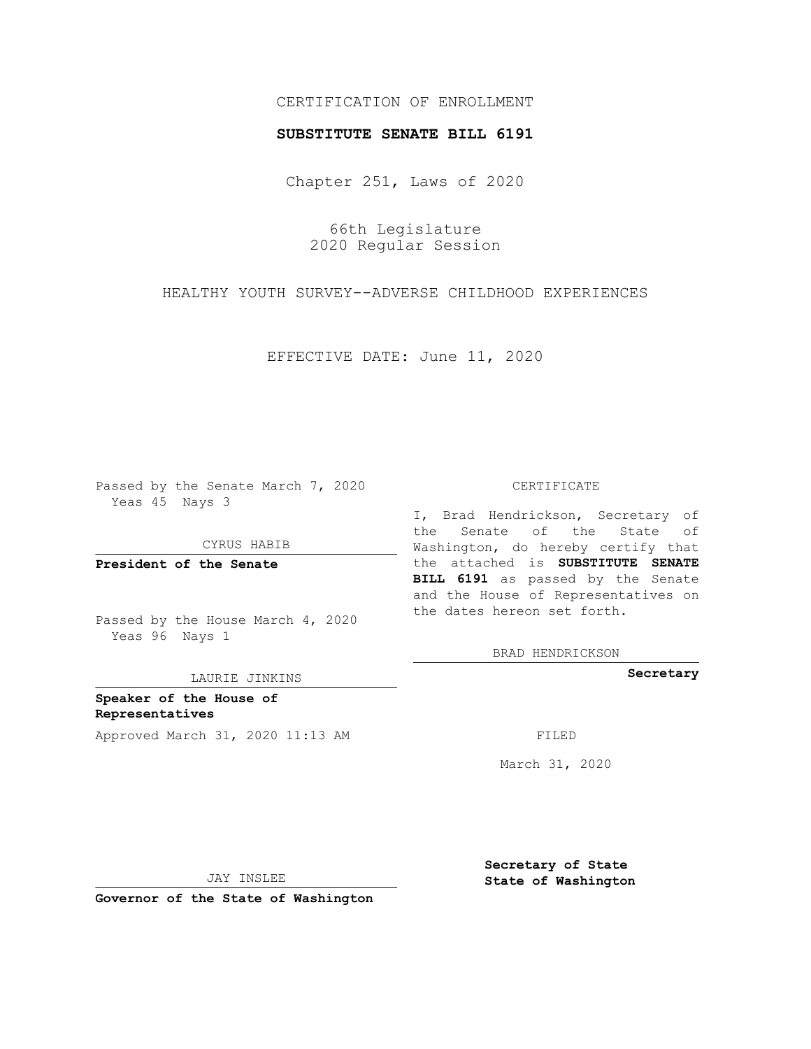CERTIFICATION OF ENROLLMENT

**SUBSTITUTE SENATE BILL 6191**

Chapter 251, Laws of 2020

66th Legislature
2020 Regular Session

HEALTHY YOUTH SURVEY--ADVERSE CHILDHOOD EXPERIENCES

EFFECTIVE DATE: June 11, 2020

Passed by the Senate March 7, 2020
Yeas 45 Nays 3

CYRUS HABIB

**President of the Senate**

Passed by the House March 4, 2020
Yeas 96 Nays 1

LAURIE JINKINS

**Speaker of the House of Representatives**

Approved March 31, 2020 11:13 AM

JAY INSLEE

**Governor of the State of Washington**

CERTIFICATE

I, Brad Hendrickson, Secretary of the Senate of the State of Washington, do hereby certify that the attached is **SUBSTITUTE SENATE BILL 6191** as passed by the Senate and the House of Representatives on the dates hereon set forth.

BRAD HENDRICKSON

**Secretary**

FILED

March 31, 2020

**Secretary of State**
**State of Washington**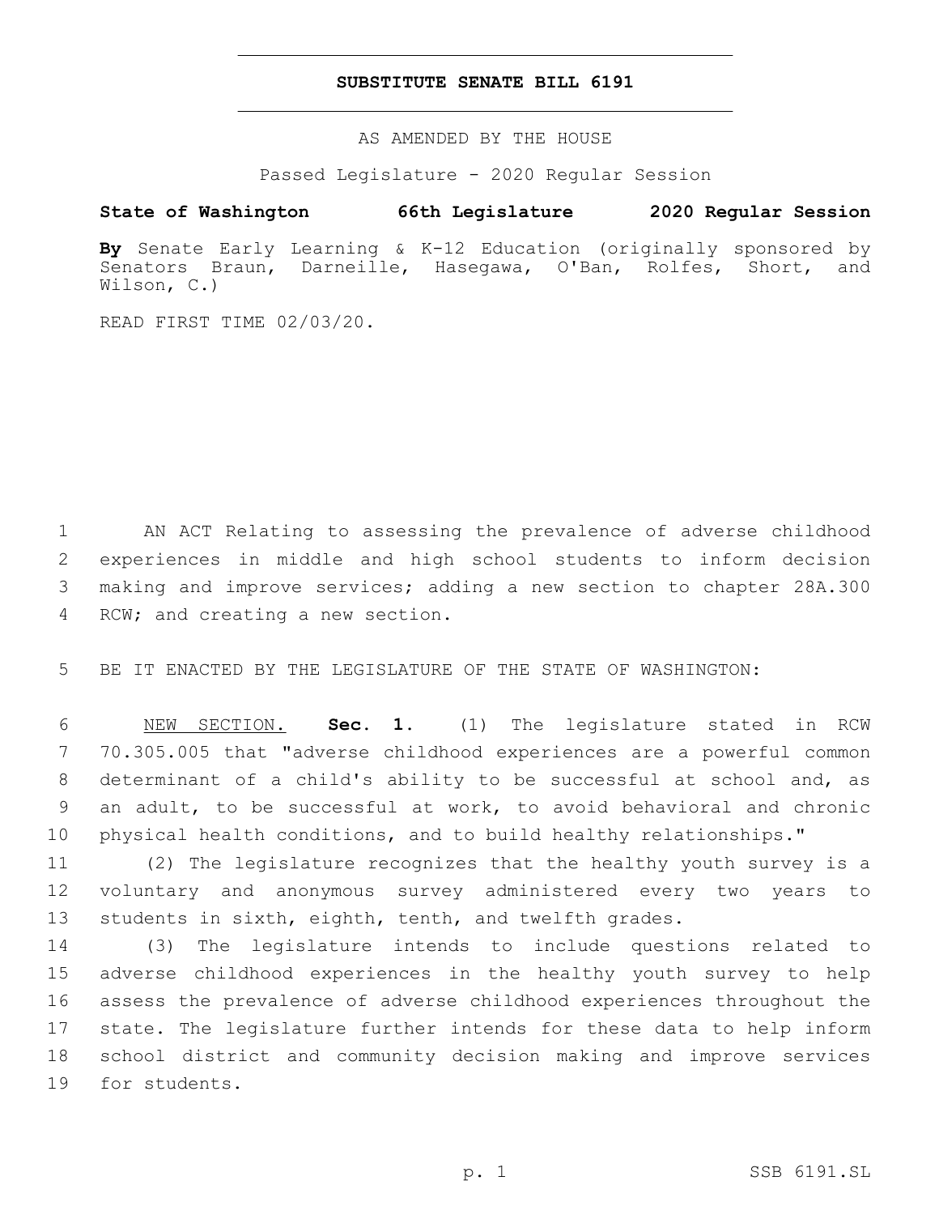# SUBSTITUTE SENATE BILL 6191

AS AMENDED BY THE HOUSE

Passed Legislature - 2020 Regular Session

**State of Washington 66th Legislature 2020 Regular Session**

**By** Senate Early Learning & K-12 Education (originally sponsored by Senators Braun, Darneille, Hasegawa, O'Ban, Rolfes, Short, and Wilson, C.)

READ FIRST TIME 02/03/20.

1 AN ACT Relating to assessing the prevalence of adverse childhood 2 experiences in middle and high school students to inform decision 3 making and improve services; adding a new section to chapter 28A.300 4 RCW; and creating a new section.

5 BE IT ENACTED BY THE LEGISLATURE OF THE STATE OF WASHINGTON:

6 NEW SECTION. **Sec. 1.** (1) The legislature stated in RCW 7 70.305.005 that "adverse childhood experiences are a powerful common 8 determinant of a child's ability to be successful at school and, as 9 an adult, to be successful at work, to avoid behavioral and chronic 10 physical health conditions, and to build healthy relationships."

11 (2) The legislature recognizes that the healthy youth survey is a 12 voluntary and anonymous survey administered every two years to 13 students in sixth, eighth, tenth, and twelfth grades.

14 (3) The legislature intends to include questions related to 15 adverse childhood experiences in the healthy youth survey to help 16 assess the prevalence of adverse childhood experiences throughout the 17 state. The legislature further intends for these data to help inform 18 school district and community decision making and improve services 19 for students.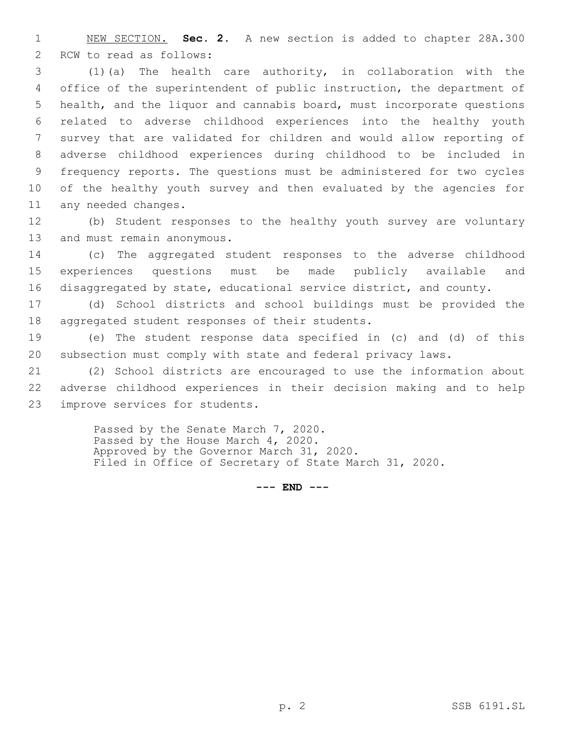NEW SECTION. **Sec. 2.** A new section is added to chapter 28A.300 RCW to read as follows:

(1)(a) The health care authority, in collaboration with the office of the superintendent of public instruction, the department of health, and the liquor and cannabis board, must incorporate questions related to adverse childhood experiences into the healthy youth survey that are validated for children and would allow reporting of adverse childhood experiences during childhood to be included in frequency reports. The questions must be administered for two cycles of the healthy youth survey and then evaluated by the agencies for any needed changes.

(b) Student responses to the healthy youth survey are voluntary and must remain anonymous.

(c) The aggregated student responses to the adverse childhood experiences questions must be made publicly available and disaggregated by state, educational service district, and county.

(d) School districts and school buildings must be provided the aggregated student responses of their students.

(e) The student response data specified in (c) and (d) of this subsection must comply with state and federal privacy laws.

(2) School districts are encouraged to use the information about adverse childhood experiences in their decision making and to help improve services for students.

Passed by the Senate March 7, 2020.
Passed by the House March 4, 2020.
Approved by the Governor March 31, 2020.
Filed in Office of Secretary of State March 31, 2020.

**--- END ---**